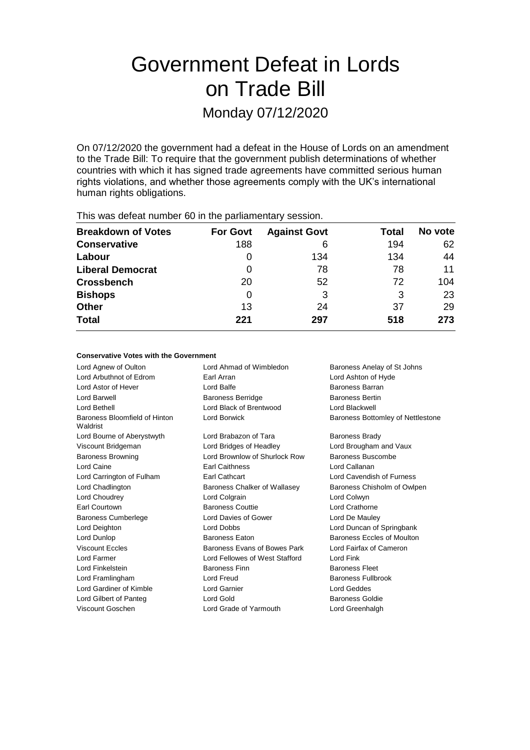# Government Defeat in Lords on Trade Bill

## Monday 07/12/2020

On 07/12/2020 the government had a defeat in the House of Lords on an amendment to the Trade Bill: To require that the government publish determinations of whether countries with which it has signed trade agreements have committed serious human rights violations, and whether those agreements comply with the UK's international human rights obligations.

This was defeat number 60 in the parliamentary session.

| Breakdown of Votes | For Govt | Against Govt | Total | No vote |
|---|---|---|---|---|
| **Conservative** | 188 | 6 | 194 | 62 |
| **Labour** | 0 | 134 | 134 | 44 |
| **Liberal Democrat** | 0 | 78 | 78 | 11 |
| **Crossbench** | 20 | 52 | 72 | 104 |
| **Bishops** | 0 | 3 | 3 | 23 |
| **Other** | 13 | 24 | 37 | 29 |
| **Total** | **221** | **297** | **518** | **273** |

### Conservative Votes with the Government

| | | |
|---|---|---|
| Lord Agnew of Oulton | Lord Ahmad of Wimbledon | Baroness Anelay of St Johns |
| Lord Arbuthnot of Edrom | Earl Arran | Lord Ashton of Hyde |
| Lord Astor of Hever | Lord Balfe | Baroness Barran |
| Lord Barwell | Baroness Berridge | Baroness Bertin |
| Lord Bethell | Lord Black of Brentwood | Lord Blackwell |
| Baroness Bloomfield of Hinton Waldrist | Lord Borwick | Baroness Bottomley of Nettlestone |
| Lord Bourne of Aberystwyth | Lord Brabazon of Tara | Baroness Brady |
| Viscount Bridgeman | Lord Bridges of Headley | Lord Brougham and Vaux |
| Baroness Browning | Lord Brownlow of Shurlock Row | Baroness Buscombe |
| Lord Caine | Earl Caithness | Lord Callanan |
| Lord Carrington of Fulham | Earl Cathcart | Lord Cavendish of Furness |
| Lord Chadlington | Baroness Chalker of Wallasey | Baroness Chisholm of Owlpen |
| Lord Choudrey | Lord Colgrain | Lord Colwyn |
| Earl Courtown | Baroness Couttie | Lord Crathorne |
| Baroness Cumberlege | Lord Davies of Gower | Lord De Mauley |
| Lord Deighton | Lord Dobbs | Lord Duncan of Springbank |
| Lord Dunlop | Baroness Eaton | Baroness Eccles of Moulton |
| Viscount Eccles | Baroness Evans of Bowes Park | Lord Fairfax of Cameron |
| Lord Farmer | Lord Fellowes of West Stafford | Lord Fink |
| Lord Finkelstein | Baroness Finn | Baroness Fleet |
| Lord Framlingham | Lord Freud | Baroness Fullbrook |
| Lord Gardiner of Kimble | Lord Garnier | Lord Geddes |
| Lord Gilbert of Panteg | Lord Gold | Baroness Goldie |
| Viscount Goschen | Lord Grade of Yarmouth | Lord Greenhalgh |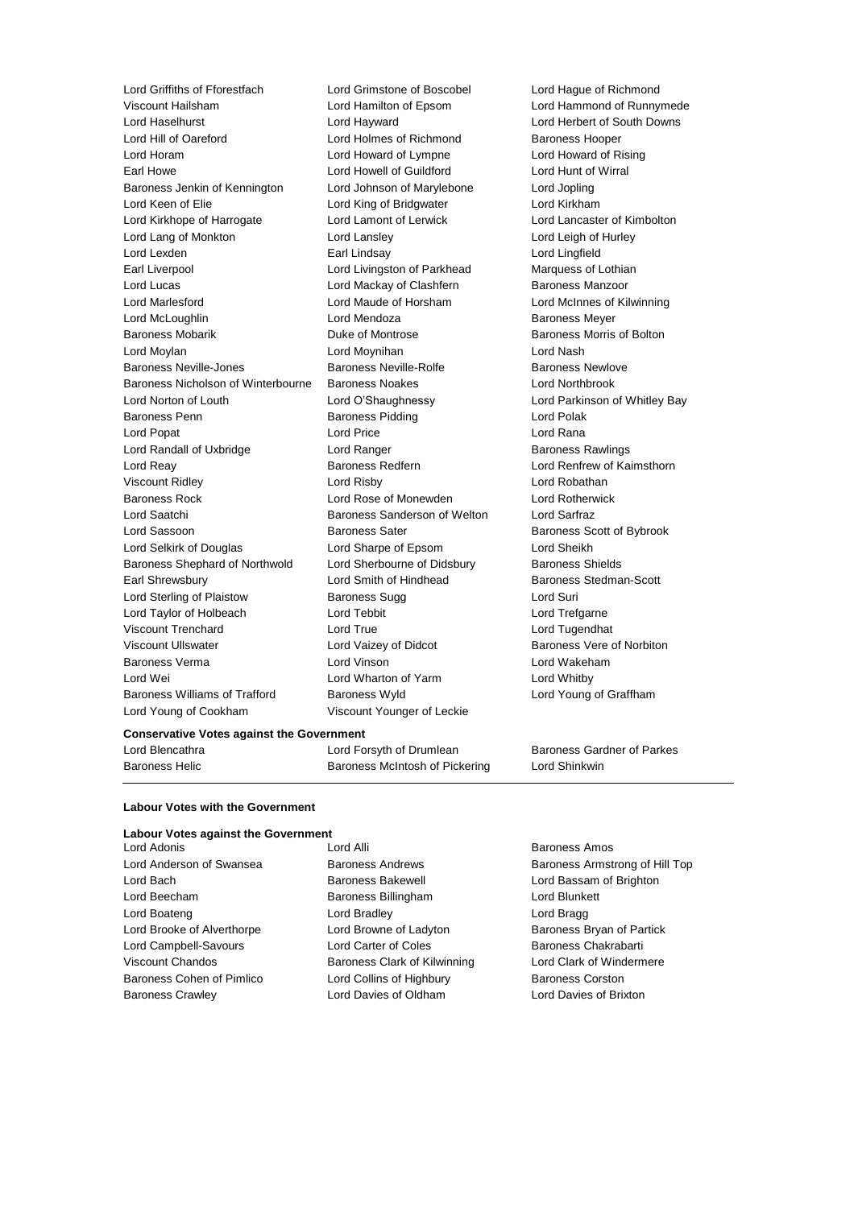Lord Griffiths of Fforestfach
Lord Grimstone of Boscobel
Lord Hague of Richmond
Viscount Hailsham
Lord Hamilton of Epsom
Lord Hammond of Runnymede
Lord Haselhurst
Lord Hayward
Lord Herbert of South Downs
Lord Hill of Oareford
Lord Holmes of Richmond
Baroness Hooper
Lord Horam
Lord Howard of Lympne
Lord Howard of Rising
Earl Howe
Lord Howell of Guildford
Lord Hunt of Wirral
Baroness Jenkin of Kennington
Lord Johnson of Marylebone
Lord Jopling
Lord Keen of Elie
Lord King of Bridgwater
Lord Kirkham
Lord Kirkhope of Harrogate
Lord Lamont of Lerwick
Lord Lancaster of Kimbolton
Lord Lang of Monkton
Lord Lansley
Lord Leigh of Hurley
Lord Lexden
Earl Lindsay
Lord Lingfield
Earl Liverpool
Lord Livingston of Parkhead
Marquess of Lothian
Lord Lucas
Lord Mackay of Clashfern
Baroness Manzoor
Lord Marlesford
Lord Maude of Horsham
Lord McInnes of Kilwinning
Lord McLoughlin
Lord Mendoza
Baroness Meyer
Baroness Mobarik
Duke of Montrose
Baroness Morris of Bolton
Lord Moylan
Lord Moynihan
Lord Nash
Baroness Neville-Jones
Baroness Neville-Rolfe
Baroness Newlove
Baroness Nicholson of Winterbourne
Baroness Noakes
Lord Northbrook
Lord Norton of Louth
Lord O'Shaughnessy
Lord Parkinson of Whitley Bay
Baroness Penn
Baroness Pidding
Lord Polak
Lord Popat
Lord Price
Lord Rana
Lord Randall of Uxbridge
Lord Ranger
Baroness Rawlings
Lord Reay
Baroness Redfern
Lord Renfrew of Kaimsthorn
Viscount Ridley
Lord Risby
Lord Robathan
Baroness Rock
Lord Rose of Monewden
Lord Rotherwick
Lord Saatchi
Baroness Sanderson of Welton
Lord Sarfraz
Lord Sassoon
Baroness Sater
Baroness Scott of Bybrook
Lord Selkirk of Douglas
Lord Sharpe of Epsom
Lord Sheikh
Baroness Shephard of Northwold
Lord Sherbourne of Didsbury
Baroness Shields
Earl Shrewsbury
Lord Smith of Hindhead
Baroness Stedman-Scott
Lord Sterling of Plaistow
Baroness Sugg
Lord Suri
Lord Taylor of Holbeach
Lord Tebbit
Lord Trefgarne
Viscount Trenchard
Lord True
Lord Tugendhat
Viscount Ullswater
Lord Vaizey of Didcot
Baroness Vere of Norbiton
Baroness Verma
Lord Vinson
Lord Wakeham
Lord Wei
Lord Wharton of Yarm
Lord Whitby
Baroness Williams of Trafford
Baroness Wyld
Lord Young of Graffham
Lord Young of Cookham
Viscount Younger of Leckie

**Conservative Votes against the Government**

Lord Blencathra
Lord Forsyth of Drumlean
Baroness Gardner of Parkes
Baroness Helic
Baroness McIntosh of Pickering
Lord Shinkwin

**Labour Votes with the Government**

**Labour Votes against the Government**

Lord Adonis
Lord Alli
Baroness Amos
Lord Anderson of Swansea
Baroness Andrews
Baroness Armstrong of Hill Top
Lord Bach
Baroness Bakewell
Lord Bassam of Brighton
Lord Beecham
Baroness Billingham
Lord Blunkett
Lord Boateng
Lord Bradley
Lord Bragg
Lord Brooke of Alverthorpe
Lord Browne of Ladyton
Baroness Bryan of Partick
Lord Campbell-Savours
Lord Carter of Coles
Baroness Chakrabarti
Viscount Chandos
Baroness Clark of Kilwinning
Lord Clark of Windermere
Baroness Cohen of Pimlico
Lord Collins of Highbury
Baroness Corston
Baroness Crawley
Lord Davies of Oldham
Lord Davies of Brixton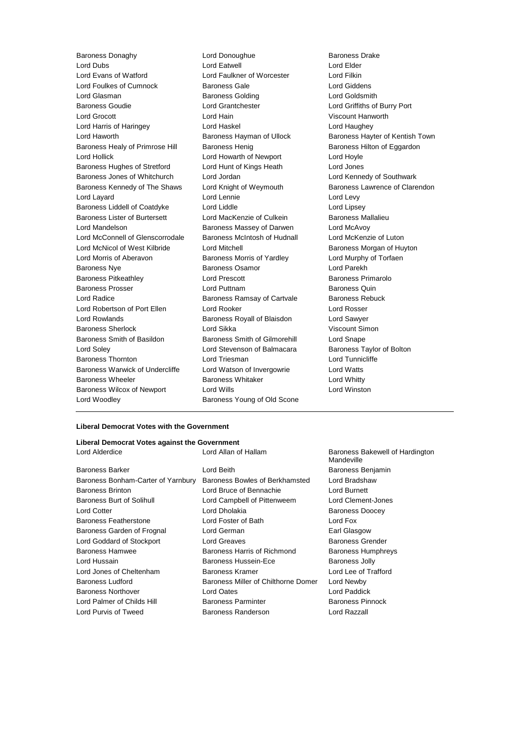Baroness Donaghy
Lord Donoughue
Baroness Drake
Lord Dubs
Lord Eatwell
Lord Elder
Lord Evans of Watford
Lord Faulkner of Worcester
Lord Filkin
Lord Foulkes of Cumnock
Baroness Gale
Lord Giddens
Lord Glasman
Baroness Golding
Lord Goldsmith
Baroness Goudie
Lord Grantchester
Lord Griffiths of Burry Port
Lord Grocott
Lord Hain
Viscount Hanworth
Lord Harris of Haringey
Lord Haskel
Lord Haughey
Lord Haworth
Baroness Hayman of Ullock
Baroness Hayter of Kentish Town
Baroness Healy of Primrose Hill
Baroness Henig
Baroness Hilton of Eggardon
Lord Hollick
Lord Howarth of Newport
Lord Hoyle
Baroness Hughes of Stretford
Lord Hunt of Kings Heath
Lord Jones
Baroness Jones of Whitchurch
Lord Jordan
Lord Kennedy of Southwark
Baroness Kennedy of The Shaws
Lord Knight of Weymouth
Baroness Lawrence of Clarendon
Lord Layard
Lord Lennie
Lord Levy
Baroness Liddell of Coatdyke
Lord Liddle
Lord Lipsey
Baroness Lister of Burtersett
Lord MacKenzie of Culkein
Baroness Mallalieu
Lord Mandelson
Baroness Massey of Darwen
Lord McAvoy
Lord McConnell of Glenscorrodale
Baroness McIntosh of Hudnall
Lord McKenzie of Luton
Lord McNicol of West Kilbride
Lord Mitchell
Baroness Morgan of Huyton
Lord Morris of Aberavon
Baroness Morris of Yardley
Lord Murphy of Torfaen
Baroness Nye
Baroness Osamor
Lord Parekh
Baroness Pitkeathley
Lord Prescott
Baroness Primarolo
Baroness Prosser
Lord Puttnam
Baroness Quin
Lord Radice
Baroness Ramsay of Cartvale
Baroness Rebuck
Lord Robertson of Port Ellen
Lord Rooker
Lord Rosser
Lord Rowlands
Baroness Royall of Blaisdon
Lord Sawyer
Baroness Sherlock
Lord Sikka
Viscount Simon
Baroness Smith of Basildon
Baroness Smith of Gilmorehill
Lord Snape
Lord Soley
Lord Stevenson of Balmacara
Baroness Taylor of Bolton
Baroness Thornton
Lord Triesman
Lord Tunnicliffe
Baroness Warwick of Undercliffe
Lord Watson of Invergowrie
Lord Watts
Baroness Wheeler
Baroness Whitaker
Lord Whitty
Baroness Wilcox of Newport
Lord Wills
Lord Winston
Lord Woodley
Baroness Young of Old Scone

---

**Liberal Democrat Votes with the Government**

**Liberal Democrat Votes against the Government**

Lord Alderdice
Lord Allan of Hallam
Baroness Bakewell of Hardington Mandeville
Baroness Barker
Lord Beith
Baroness Benjamin
Baroness Bonham-Carter of Yarnbury
Baroness Bowles of Berkhamsted
Lord Bradshaw
Baroness Brinton
Lord Bruce of Bennachie
Lord Burnett
Baroness Burt of Solihull
Lord Campbell of Pittenweem
Lord Clement-Jones
Lord Cotter
Lord Dholakia
Baroness Doocey
Baroness Featherstone
Lord Foster of Bath
Lord Fox
Baroness Garden of Frognal
Lord German
Earl Glasgow
Lord Goddard of Stockport
Lord Greaves
Baroness Grender
Baroness Hamwee
Baroness Harris of Richmond
Baroness Humphreys
Lord Hussain
Baroness Hussein-Ece
Baroness Jolly
Lord Jones of Cheltenham
Baroness Kramer
Lord Lee of Trafford
Baroness Ludford
Baroness Miller of Chilthorne Domer
Lord Newby
Baroness Northover
Lord Oates
Lord Paddick
Lord Palmer of Childs Hill
Baroness Parminter
Baroness Pinnock
Lord Purvis of Tweed
Baroness Randerson
Lord Razzall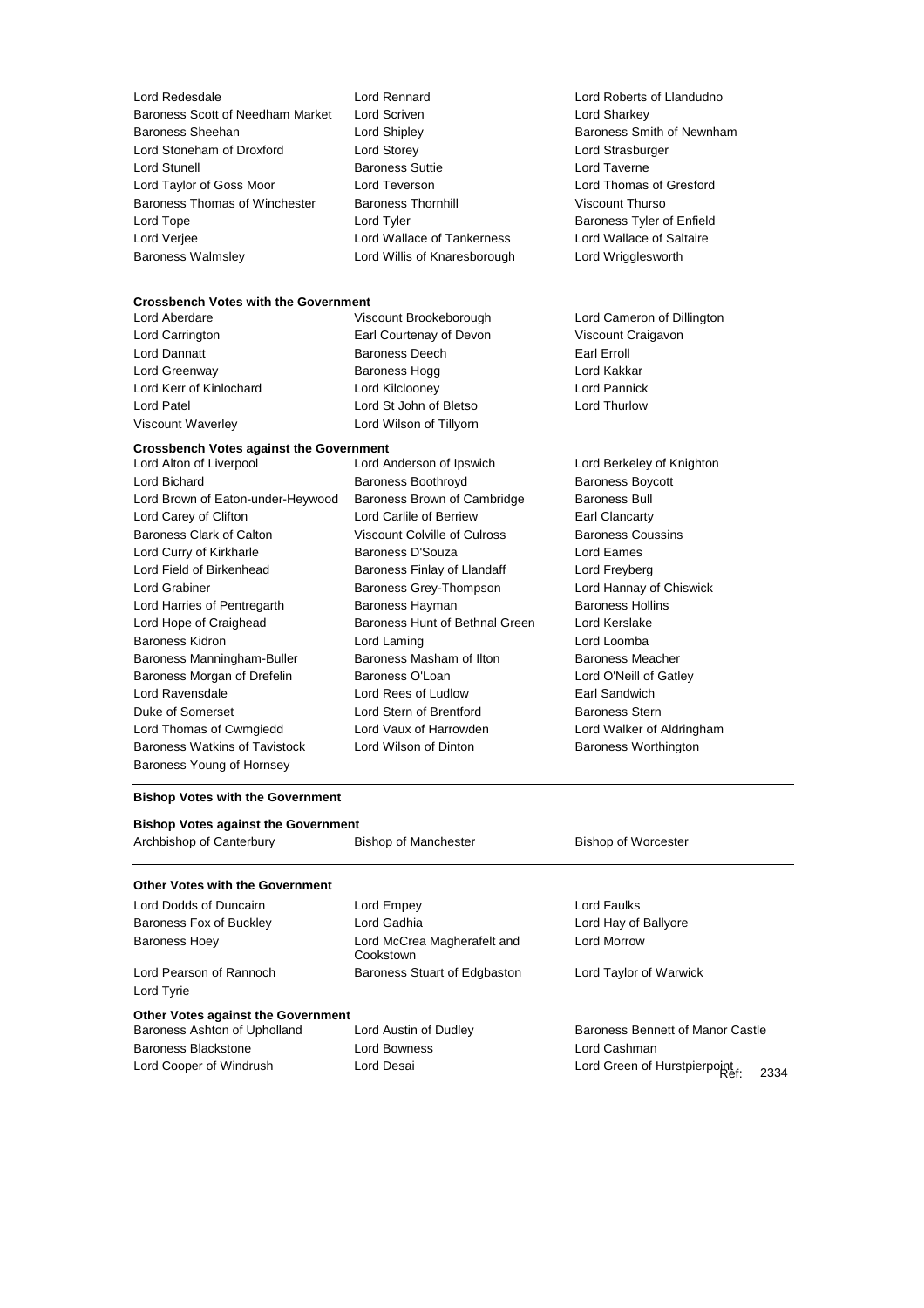Lord Redesdale
Lord Rennard
Lord Roberts of Llandudno
Baroness Scott of Needham Market
Lord Scriven
Lord Sharkey
Baroness Sheehan
Lord Shipley
Baroness Smith of Newnham
Lord Stoneham of Droxford
Lord Storey
Lord Strasburger
Lord Stunell
Baroness Suttie
Lord Taverne
Lord Taylor of Goss Moor
Lord Teverson
Lord Thomas of Gresford
Baroness Thomas of Winchester
Baroness Thornhill
Viscount Thurso
Lord Tope
Lord Tyler
Baroness Tyler of Enfield
Lord Verjee
Lord Wallace of Tankerness
Lord Wallace of Saltaire
Baroness Walmsley
Lord Willis of Knaresborough
Lord Wrigglesworth

**Crossbench Votes with the Government**

Lord Aberdare
Viscount Brookeborough
Lord Cameron of Dillington
Lord Carrington
Earl Courtenay of Devon
Viscount Craigavon
Lord Dannatt
Baroness Deech
Earl Erroll
Lord Greenway
Baroness Hogg
Lord Kakkar
Lord Kerr of Kinlochard
Lord Kilclooney
Lord Pannick
Lord Patel
Lord St John of Bletso
Lord Thurlow
Viscount Waverley
Lord Wilson of Tillyorn

**Crossbench Votes against the Government**

Lord Alton of Liverpool
Lord Anderson of Ipswich
Lord Berkeley of Knighton
Lord Bichard
Baroness Boothroyd
Baroness Boycott
Lord Brown of Eaton-under-Heywood
Baroness Brown of Cambridge
Baroness Bull
Lord Carey of Clifton
Lord Carlile of Berriew
Earl Clancarty
Baroness Clark of Calton
Viscount Colville of Culross
Baroness Coussins
Lord Curry of Kirkharle
Baroness D'Souza
Lord Eames
Lord Field of Birkenhead
Baroness Finlay of Llandaff
Lord Freyberg
Lord Grabiner
Baroness Grey-Thompson
Lord Hannay of Chiswick
Lord Harries of Pentregarth
Baroness Hayman
Baroness Hollins
Lord Hope of Craighead
Baroness Hunt of Bethnal Green
Lord Kerslake
Baroness Kidron
Lord Laming
Lord Loomba
Baroness Manningham-Buller
Baroness Masham of Ilton
Baroness Meacher
Baroness Morgan of Drefelin
Baroness O'Loan
Lord O'Neill of Gatley
Lord Ravensdale
Lord Rees of Ludlow
Earl Sandwich
Duke of Somerset
Lord Stern of Brentford
Baroness Stern
Lord Thomas of Cwmgiedd
Lord Vaux of Harrowden
Lord Walker of Aldringham
Baroness Watkins of Tavistock
Lord Wilson of Dinton
Baroness Worthington
Baroness Young of Hornsey

**Bishop Votes with the Government**

**Bishop Votes against the Government**

Archbishop of Canterbury
Bishop of Manchester
Bishop of Worcester

**Other Votes with the Government**

Lord Dodds of Duncairn
Lord Empey
Lord Faulks
Baroness Fox of Buckley
Lord Gadhia
Lord Hay of Ballyore
Baroness Hoey
Lord McCrea Magherafelt and Cookstown
Lord Morrow
Lord Pearson of Rannoch
Baroness Stuart of Edgbaston
Lord Taylor of Warwick
Lord Tyrie

**Other Votes against the Government**

Baroness Ashton of Upholland
Lord Austin of Dudley
Baroness Bennett of Manor Castle
Baroness Blackstone
Lord Bowness
Lord Cashman
Lord Cooper of Windrush
Lord Desai
Lord Green of Hurstpierpoint

Ref: 2334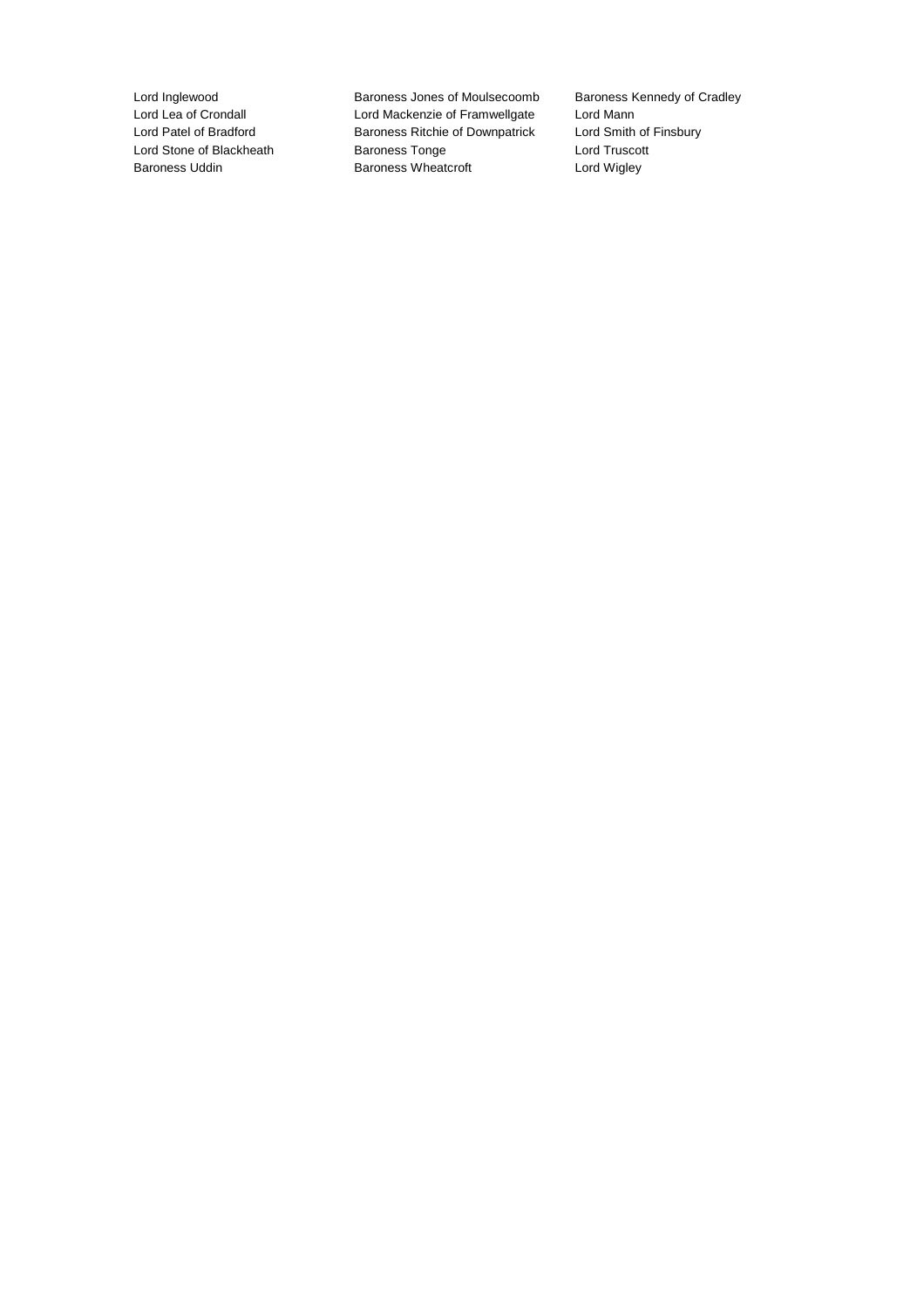| | | |
|---|---|---|
| Lord Inglewood | Baroness Jones of Moulsecoomb | Baroness Kennedy of Cradley |
| Lord Lea of Crondall | Lord Mackenzie of Framwellgate | Lord Mann |
| Lord Patel of Bradford | Baroness Ritchie of Downpatrick | Lord Smith of Finsbury |
| Lord Stone of Blackheath | Baroness Tonge | Lord Truscott |
| Baroness Uddin | Baroness Wheatcroft | Lord Wigley |